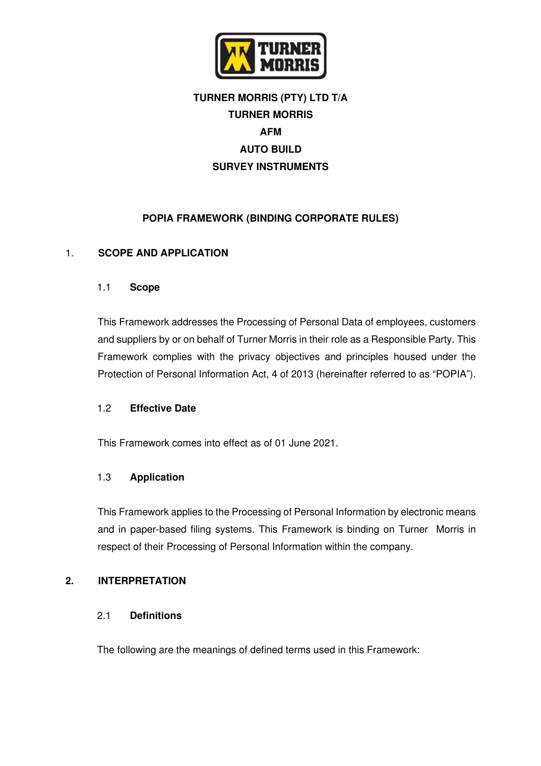**TURNER MORRIS (PTY) LTD T/A**
**TURNER MORRIS**
**AFM**
**AUTO BUILD**
**SURVEY INSTRUMENTS**

# POPIA FRAMEWORK (BINDING CORPORATE RULES)

## 1. SCOPE AND APPLICATION

### 1.1 Scope

This Framework addresses the Processing of Personal Data of employees, customers and suppliers by or on behalf of Turner Morris in their role as a Responsible Party. This Framework complies with the privacy objectives and principles housed under the Protection of Personal Information Act, 4 of 2013 (hereinafter referred to as "POPIA").

### 1.2 Effective Date

This Framework comes into effect as of 01 June 2021.

### 1.3 Application

This Framework applies to the Processing of Personal Information by electronic means and in paper-based filing systems. This Framework is binding on Turner Morris in respect of their Processing of Personal Information within the company.

## 2. INTERPRETATION

### 2.1 Definitions

The following are the meanings of defined terms used in this Framework: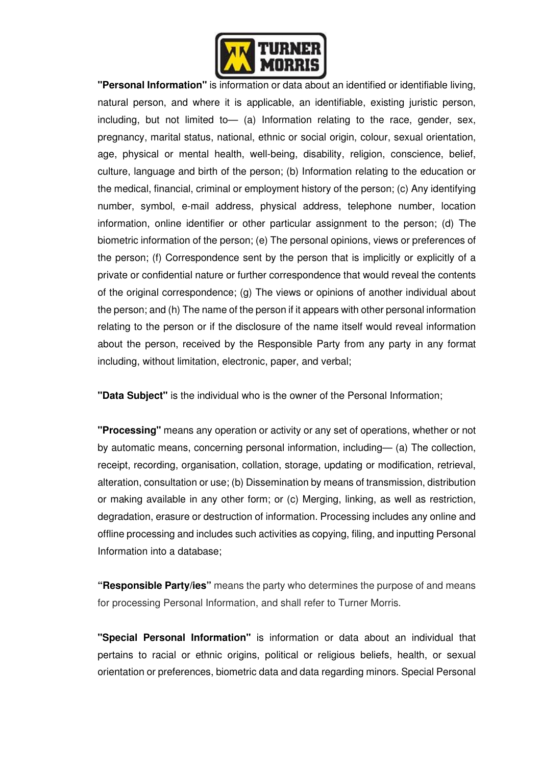**"Personal Information"** is information or data about an identified or identifiable living, natural person, and where it is applicable, an identifiable, existing juristic person, including, but not limited to— (a) Information relating to the race, gender, sex, pregnancy, marital status, national, ethnic or social origin, colour, sexual orientation, age, physical or mental health, well-being, disability, religion, conscience, belief, culture, language and birth of the person; (b) Information relating to the education or the medical, financial, criminal or employment history of the person; (c) Any identifying number, symbol, e-mail address, physical address, telephone number, location information, online identifier or other particular assignment to the person; (d) The biometric information of the person; (e) The personal opinions, views or preferences of the person; (f) Correspondence sent by the person that is implicitly or explicitly of a private or confidential nature or further correspondence that would reveal the contents of the original correspondence; (g) The views or opinions of another individual about the person; and (h) The name of the person if it appears with other personal information relating to the person or if the disclosure of the name itself would reveal information about the person, received by the Responsible Party from any party in any format including, without limitation, electronic, paper, and verbal;

**"Data Subject"** is the individual who is the owner of the Personal Information;

**"Processing"** means any operation or activity or any set of operations, whether or not by automatic means, concerning personal information, including— (a) The collection, receipt, recording, organisation, collation, storage, updating or modification, retrieval, alteration, consultation or use; (b) Dissemination by means of transmission, distribution or making available in any other form; or (c) Merging, linking, as well as restriction, degradation, erasure or destruction of information. Processing includes any online and offline processing and includes such activities as copying, filing, and inputting Personal Information into a database;

**"Responsible Party/ies"** means the party who determines the purpose of and means for processing Personal Information, and shall refer to Turner Morris.

**"Special Personal Information"** is information or data about an individual that pertains to racial or ethnic origins, political or religious beliefs, health, or sexual orientation or preferences, biometric data and data regarding minors. Special Personal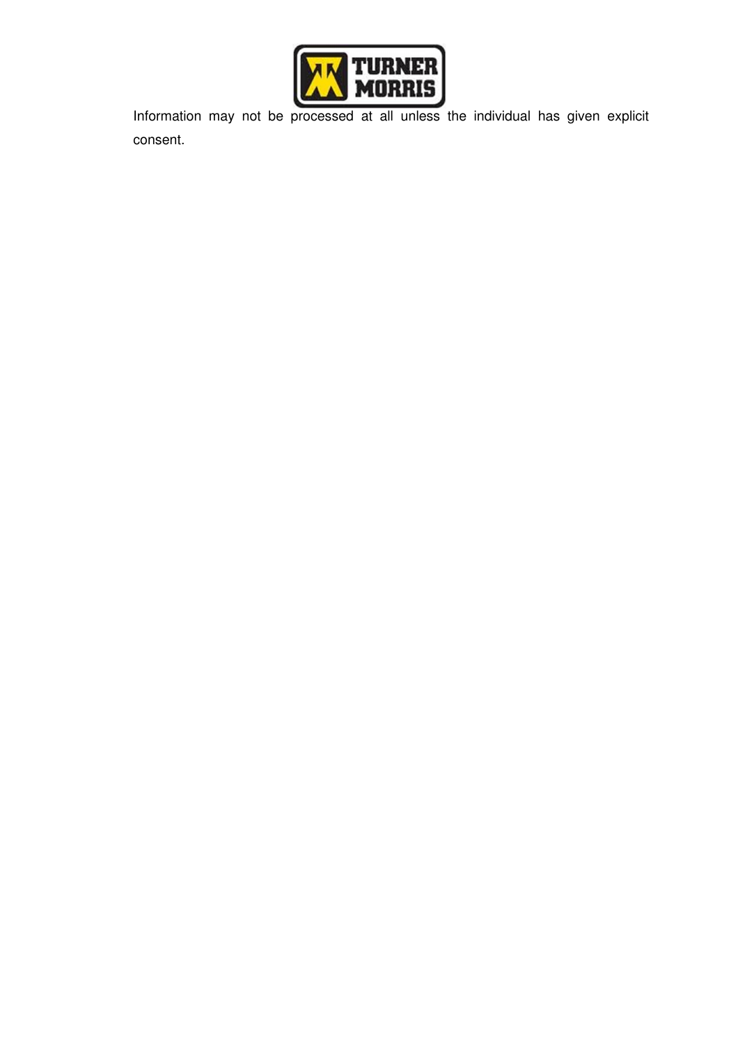Information may not be processed at all unless the individual has given explicit consent.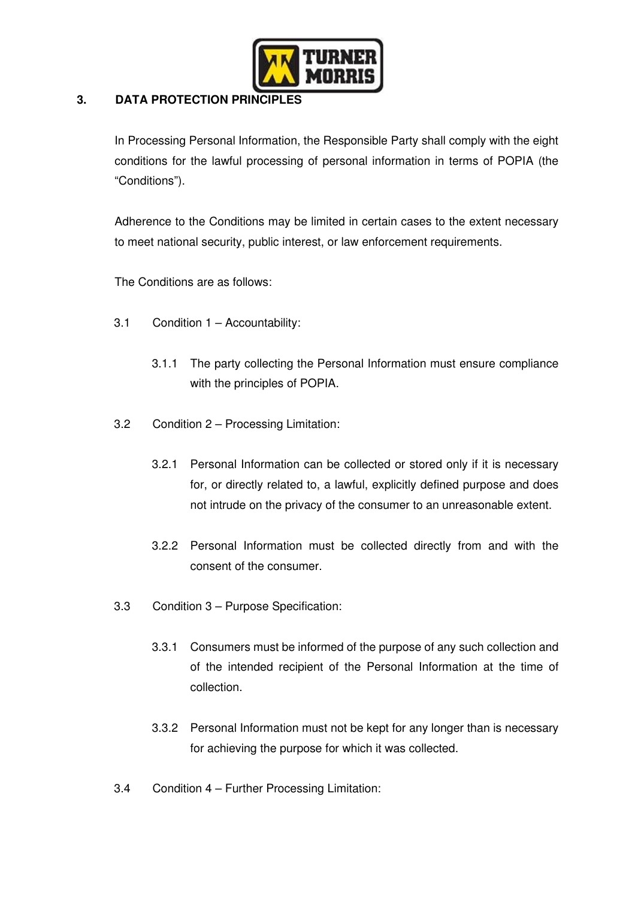## 3. DATA PROTECTION PRINCIPLES

In Processing Personal Information, the Responsible Party shall comply with the eight conditions for the lawful processing of personal information in terms of POPIA (the "Conditions").

Adherence to the Conditions may be limited in certain cases to the extent necessary to meet national security, public interest, or law enforcement requirements.

The Conditions are as follows:

3.1 Condition 1 – Accountability:

3.1.1 The party collecting the Personal Information must ensure compliance with the principles of POPIA.

3.2 Condition 2 – Processing Limitation:

3.2.1 Personal Information can be collected or stored only if it is necessary for, or directly related to, a lawful, explicitly defined purpose and does not intrude on the privacy of the consumer to an unreasonable extent.

3.2.2 Personal Information must be collected directly from and with the consent of the consumer.

3.3 Condition 3 – Purpose Specification:

3.3.1 Consumers must be informed of the purpose of any such collection and of the intended recipient of the Personal Information at the time of collection.

3.3.2 Personal Information must not be kept for any longer than is necessary for achieving the purpose for which it was collected.

3.4 Condition 4 – Further Processing Limitation: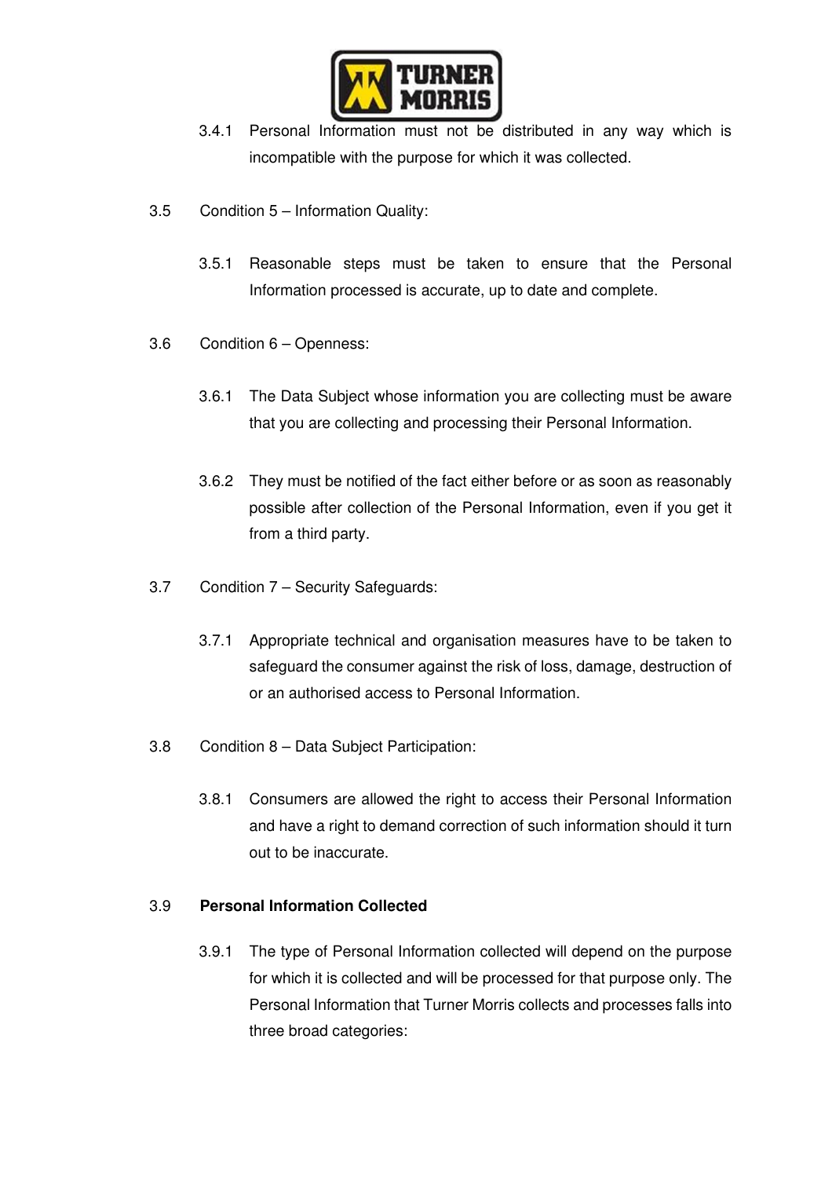3.4.1 Personal Information must not be distributed in any way which is incompatible with the purpose for which it was collected.

3.5 Condition 5 – Information Quality:

3.5.1 Reasonable steps must be taken to ensure that the Personal Information processed is accurate, up to date and complete.

3.6 Condition 6 – Openness:

3.6.1 The Data Subject whose information you are collecting must be aware that you are collecting and processing their Personal Information.

3.6.2 They must be notified of the fact either before or as soon as reasonably possible after collection of the Personal Information, even if you get it from a third party.

3.7 Condition 7 – Security Safeguards:

3.7.1 Appropriate technical and organisation measures have to be taken to safeguard the consumer against the risk of loss, damage, destruction of or an authorised access to Personal Information.

3.8 Condition 8 – Data Subject Participation:

3.8.1 Consumers are allowed the right to access their Personal Information and have a right to demand correction of such information should it turn out to be inaccurate.

3.9 **Personal Information Collected**

3.9.1 The type of Personal Information collected will depend on the purpose for which it is collected and will be processed for that purpose only. The Personal Information that Turner Morris collects and processes falls into three broad categories: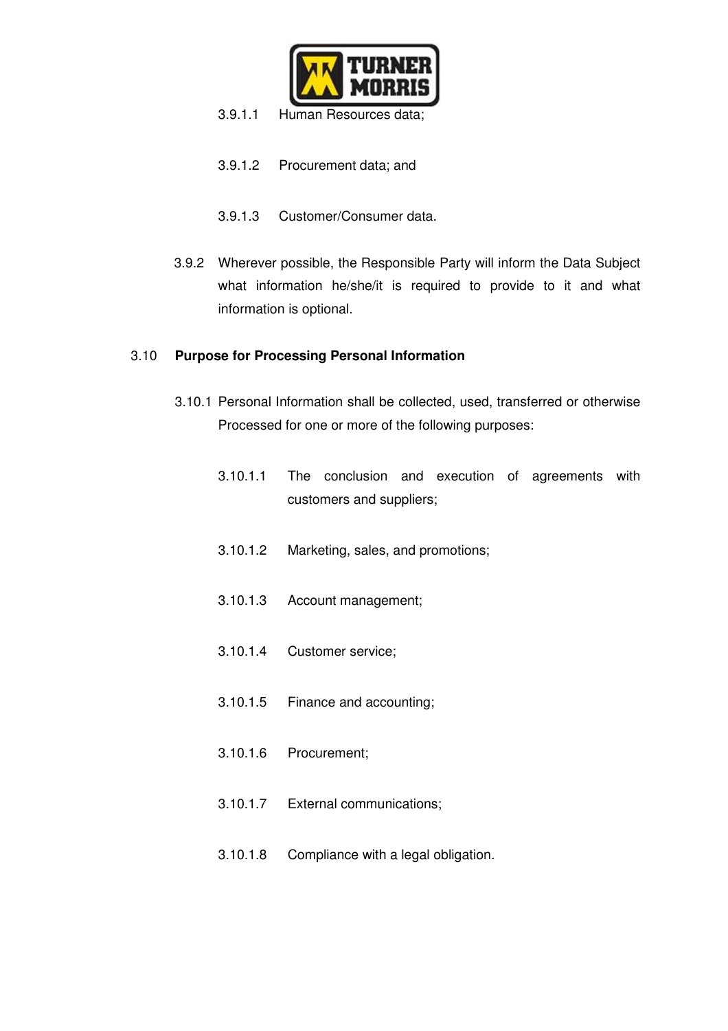3.9.1.1 Human Resources data;

3.9.1.2 Procurement data; and

3.9.1.3 Customer/Consumer data.

3.9.2 Wherever possible, the Responsible Party will inform the Data Subject what information he/she/it is required to provide to it and what information is optional.

### 3.10 Purpose for Processing Personal Information

3.10.1 Personal Information shall be collected, used, transferred or otherwise Processed for one or more of the following purposes:

3.10.1.1 The conclusion and execution of agreements with customers and suppliers;

3.10.1.2 Marketing, sales, and promotions;

3.10.1.3 Account management;

3.10.1.4 Customer service;

3.10.1.5 Finance and accounting;

3.10.1.6 Procurement;

3.10.1.7 External communications;

3.10.1.8 Compliance with a legal obligation.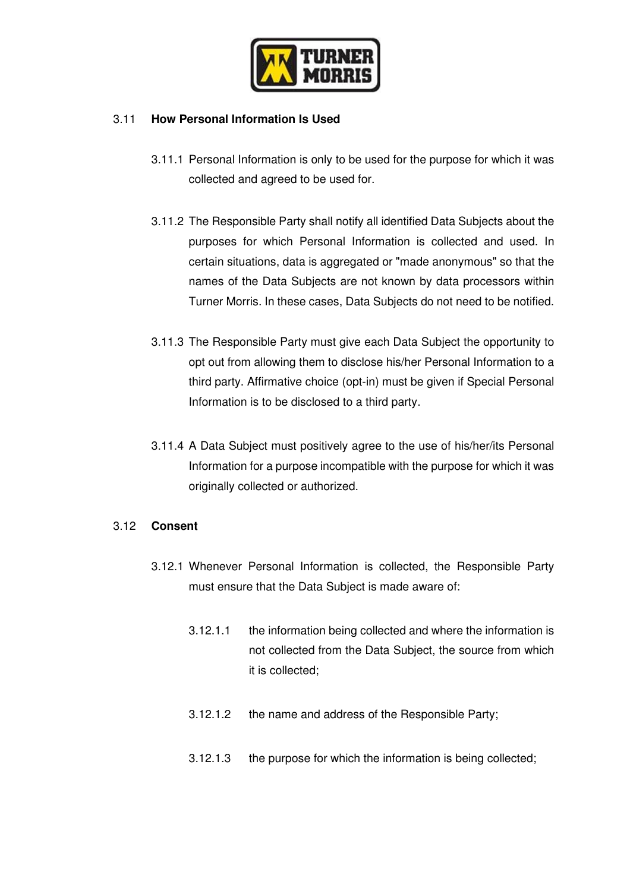## 3.11 How Personal Information Is Used

3.11.1 Personal Information is only to be used for the purpose for which it was collected and agreed to be used for.

3.11.2 The Responsible Party shall notify all identified Data Subjects about the purposes for which Personal Information is collected and used. In certain situations, data is aggregated or "made anonymous" so that the names of the Data Subjects are not known by data processors within Turner Morris. In these cases, Data Subjects do not need to be notified.

3.11.3 The Responsible Party must give each Data Subject the opportunity to opt out from allowing them to disclose his/her Personal Information to a third party. Affirmative choice (opt-in) must be given if Special Personal Information is to be disclosed to a third party.

3.11.4 A Data Subject must positively agree to the use of his/her/its Personal Information for a purpose incompatible with the purpose for which it was originally collected or authorized.

## 3.12 Consent

3.12.1 Whenever Personal Information is collected, the Responsible Party must ensure that the Data Subject is made aware of:

3.12.1.1 the information being collected and where the information is not collected from the Data Subject, the source from which it is collected;

3.12.1.2 the name and address of the Responsible Party;

3.12.1.3 the purpose for which the information is being collected;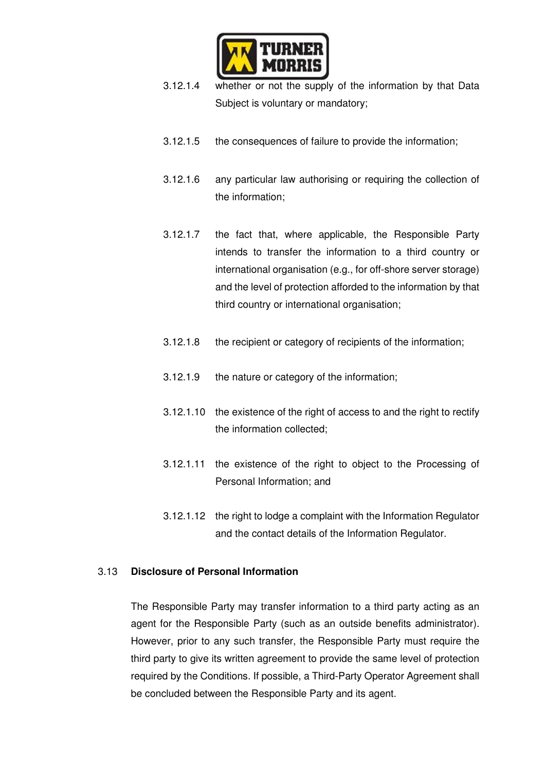3.12.1.4 whether or not the supply of the information by that Data Subject is voluntary or mandatory;

3.12.1.5 the consequences of failure to provide the information;

3.12.1.6 any particular law authorising or requiring the collection of the information;

3.12.1.7 the fact that, where applicable, the Responsible Party intends to transfer the information to a third country or international organisation (e.g., for off-shore server storage) and the level of protection afforded to the information by that third country or international organisation;

3.12.1.8 the recipient or category of recipients of the information;

3.12.1.9 the nature or category of the information;

3.12.1.10 the existence of the right of access to and the right to rectify the information collected;

3.12.1.11 the existence of the right to object to the Processing of Personal Information; and

3.12.1.12 the right to lodge a complaint with the Information Regulator and the contact details of the Information Regulator.

## 3.13 Disclosure of Personal Information

The Responsible Party may transfer information to a third party acting as an agent for the Responsible Party (such as an outside benefits administrator). However, prior to any such transfer, the Responsible Party must require the third party to give its written agreement to provide the same level of protection required by the Conditions. If possible, a Third-Party Operator Agreement shall be concluded between the Responsible Party and its agent.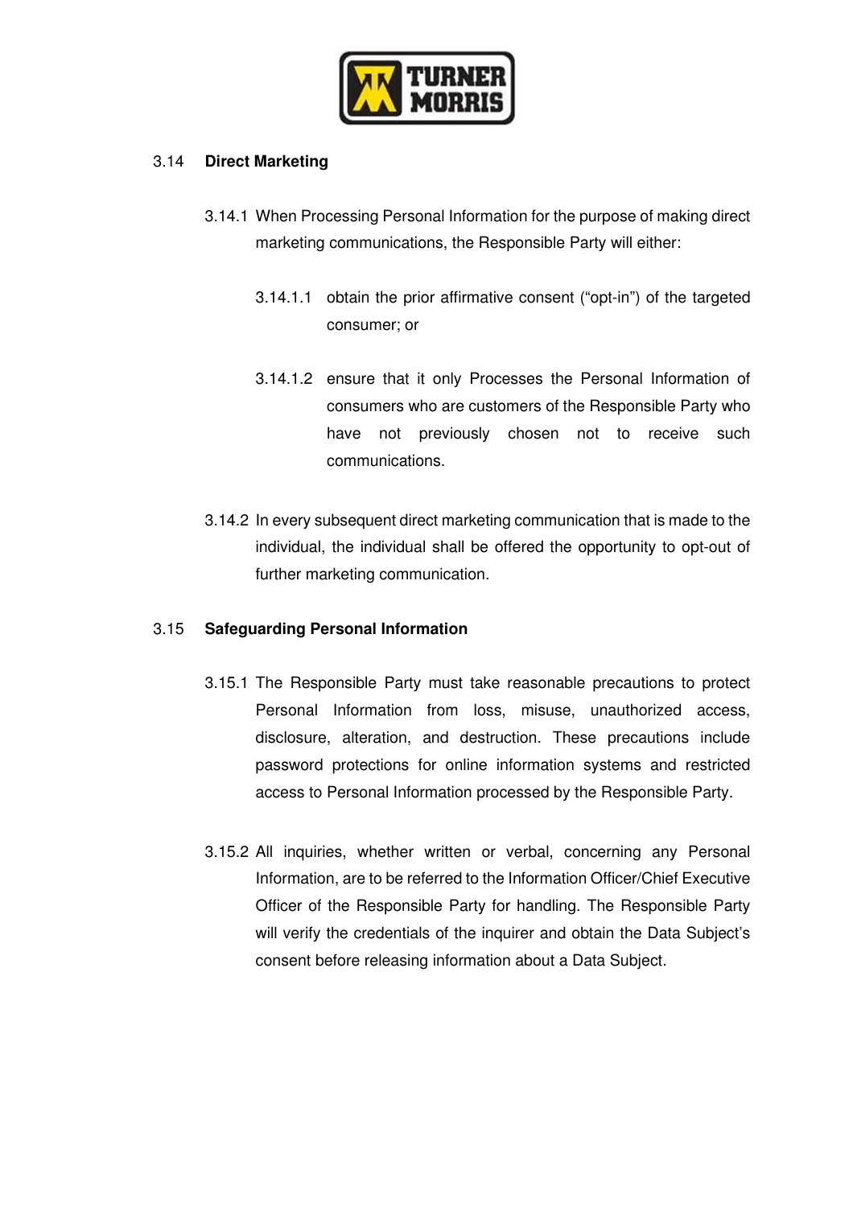### 3.14 Direct Marketing

3.14.1 When Processing Personal Information for the purpose of making direct marketing communications, the Responsible Party will either:

3.14.1.1 obtain the prior affirmative consent ("opt-in") of the targeted consumer; or

3.14.1.2 ensure that it only Processes the Personal Information of consumers who are customers of the Responsible Party who have not previously chosen not to receive such communications.

3.14.2 In every subsequent direct marketing communication that is made to the individual, the individual shall be offered the opportunity to opt-out of further marketing communication.

### 3.15 Safeguarding Personal Information

3.15.1 The Responsible Party must take reasonable precautions to protect Personal Information from loss, misuse, unauthorized access, disclosure, alteration, and destruction. These precautions include password protections for online information systems and restricted access to Personal Information processed by the Responsible Party.

3.15.2 All inquiries, whether written or verbal, concerning any Personal Information, are to be referred to the Information Officer/Chief Executive Officer of the Responsible Party for handling. The Responsible Party will verify the credentials of the inquirer and obtain the Data Subject's consent before releasing information about a Data Subject.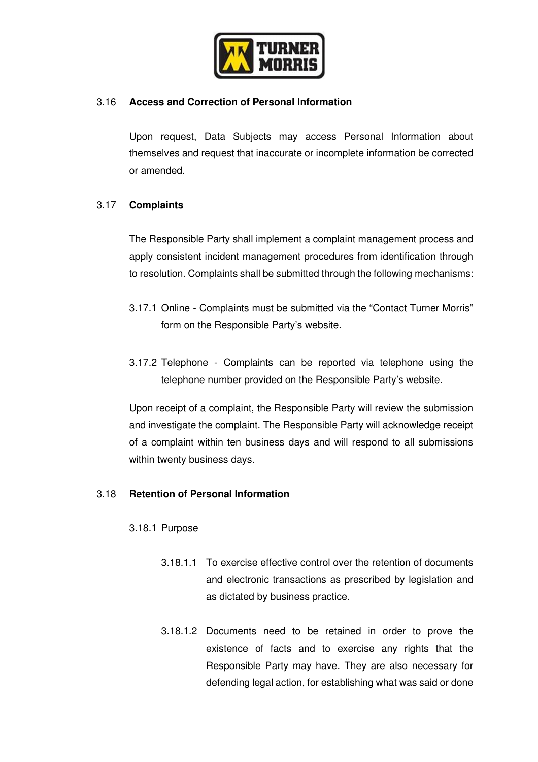### 3.16 Access and Correction of Personal Information

Upon request, Data Subjects may access Personal Information about themselves and request that inaccurate or incomplete information be corrected or amended.

### 3.17 Complaints

The Responsible Party shall implement a complaint management process and apply consistent incident management procedures from identification through to resolution. Complaints shall be submitted through the following mechanisms:

3.17.1 Online - Complaints must be submitted via the "Contact Turner Morris" form on the Responsible Party's website.

3.17.2 Telephone - Complaints can be reported via telephone using the telephone number provided on the Responsible Party's website.

Upon receipt of a complaint, the Responsible Party will review the submission and investigate the complaint. The Responsible Party will acknowledge receipt of a complaint within ten business days and will respond to all submissions within twenty business days.

### 3.18 Retention of Personal Information

3.18.1 <u>Purpose</u>

3.18.1.1 To exercise effective control over the retention of documents and electronic transactions as prescribed by legislation and as dictated by business practice.

3.18.1.2 Documents need to be retained in order to prove the existence of facts and to exercise any rights that the Responsible Party may have. They are also necessary for defending legal action, for establishing what was said or done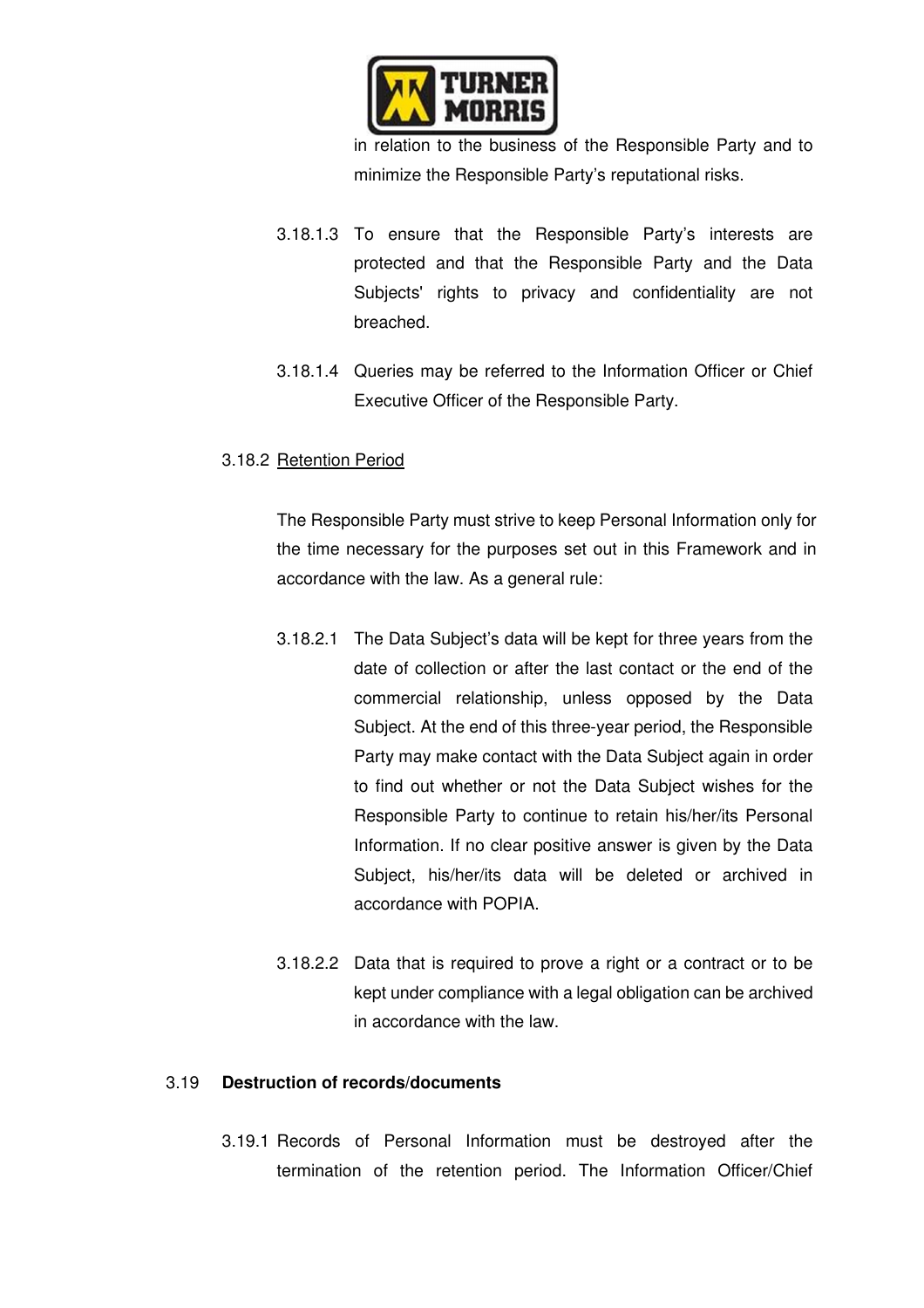in relation to the business of the Responsible Party and to minimize the Responsible Party's reputational risks.

3.18.1.3 To ensure that the Responsible Party's interests are protected and that the Responsible Party and the Data Subjects' rights to privacy and confidentiality are not breached.

3.18.1.4 Queries may be referred to the Information Officer or Chief Executive Officer of the Responsible Party.

3.18.2 <u>Retention Period</u>

The Responsible Party must strive to keep Personal Information only for the time necessary for the purposes set out in this Framework and in accordance with the law. As a general rule:

3.18.2.1 The Data Subject's data will be kept for three years from the date of collection or after the last contact or the end of the commercial relationship, unless opposed by the Data Subject. At the end of this three-year period, the Responsible Party may make contact with the Data Subject again in order to find out whether or not the Data Subject wishes for the Responsible Party to continue to retain his/her/its Personal Information. If no clear positive answer is given by the Data Subject, his/her/its data will be deleted or archived in accordance with POPIA.

3.18.2.2 Data that is required to prove a right or a contract or to be kept under compliance with a legal obligation can be archived in accordance with the law.

### 3.19 **Destruction of records/documents**

3.19.1 Records of Personal Information must be destroyed after the termination of the retention period. The Information Officer/Chief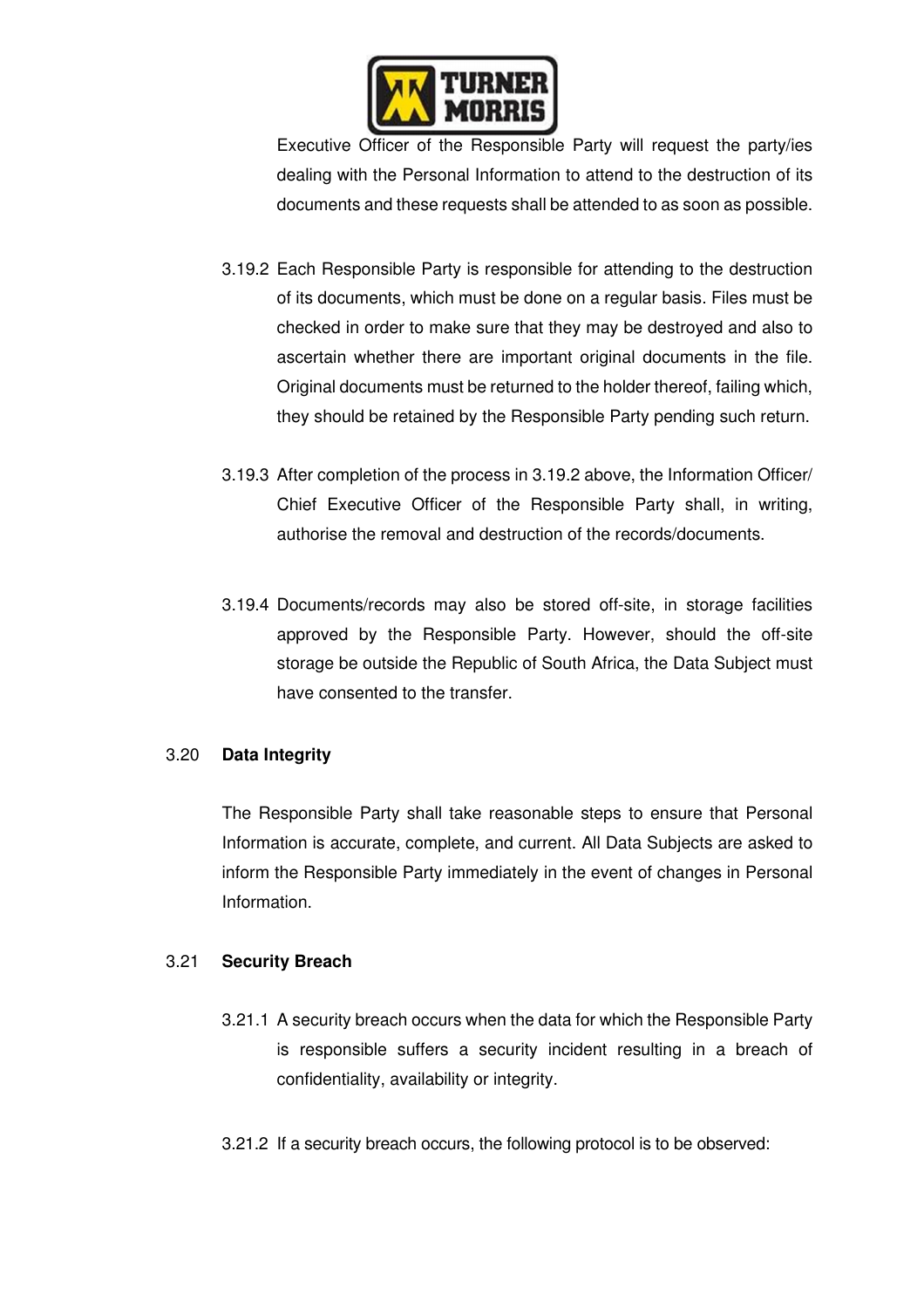Executive Officer of the Responsible Party will request the party/ies dealing with the Personal Information to attend to the destruction of its documents and these requests shall be attended to as soon as possible.

3.19.2 Each Responsible Party is responsible for attending to the destruction of its documents, which must be done on a regular basis. Files must be checked in order to make sure that they may be destroyed and also to ascertain whether there are important original documents in the file. Original documents must be returned to the holder thereof, failing which, they should be retained by the Responsible Party pending such return.

3.19.3 After completion of the process in 3.19.2 above, the Information Officer/ Chief Executive Officer of the Responsible Party shall, in writing, authorise the removal and destruction of the records/documents.

3.19.4 Documents/records may also be stored off-site, in storage facilities approved by the Responsible Party. However, should the off-site storage be outside the Republic of South Africa, the Data Subject must have consented to the transfer.

3.20 **Data Integrity**

The Responsible Party shall take reasonable steps to ensure that Personal Information is accurate, complete, and current. All Data Subjects are asked to inform the Responsible Party immediately in the event of changes in Personal Information.

3.21 **Security Breach**

3.21.1 A security breach occurs when the data for which the Responsible Party is responsible suffers a security incident resulting in a breach of confidentiality, availability or integrity.

3.21.2 If a security breach occurs, the following protocol is to be observed: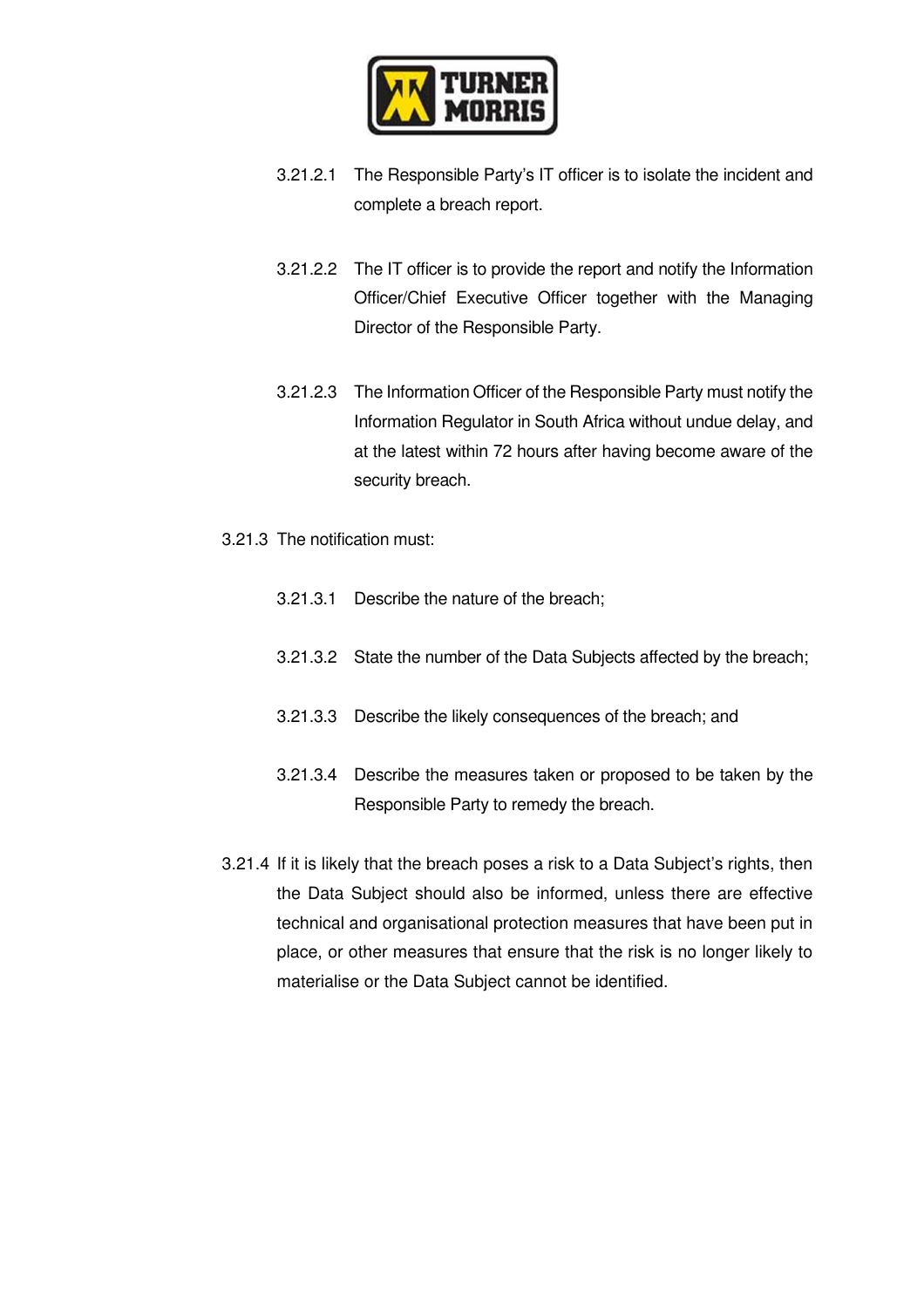3.21.2.1 The Responsible Party's IT officer is to isolate the incident and complete a breach report.

3.21.2.2 The IT officer is to provide the report and notify the Information Officer/Chief Executive Officer together with the Managing Director of the Responsible Party.

3.21.2.3 The Information Officer of the Responsible Party must notify the Information Regulator in South Africa without undue delay, and at the latest within 72 hours after having become aware of the security breach.

3.21.3 The notification must:

3.21.3.1 Describe the nature of the breach;

3.21.3.2 State the number of the Data Subjects affected by the breach;

3.21.3.3 Describe the likely consequences of the breach; and

3.21.3.4 Describe the measures taken or proposed to be taken by the Responsible Party to remedy the breach.

3.21.4 If it is likely that the breach poses a risk to a Data Subject's rights, then the Data Subject should also be informed, unless there are effective technical and organisational protection measures that have been put in place, or other measures that ensure that the risk is no longer likely to materialise or the Data Subject cannot be identified.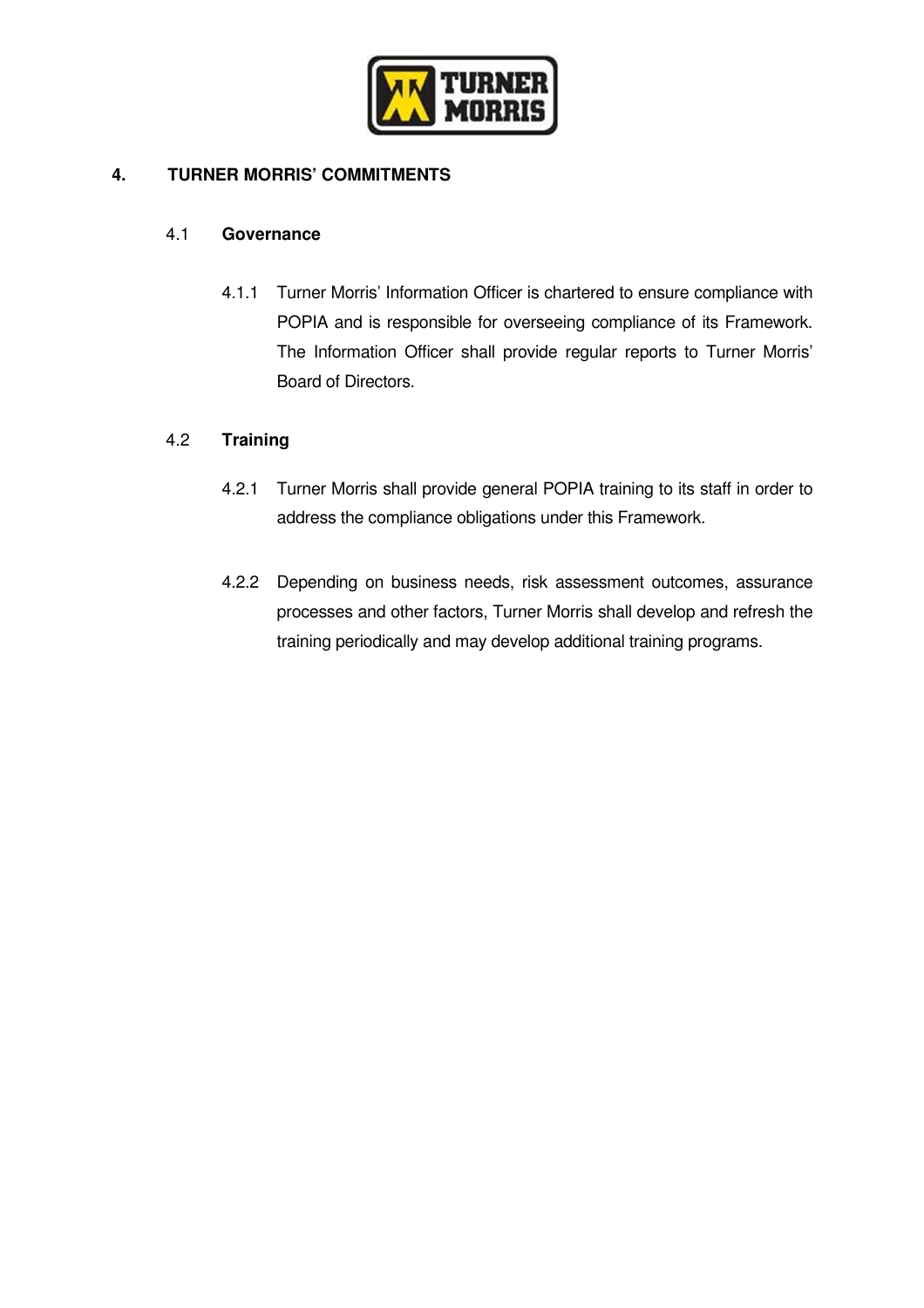## 4. TURNER MORRIS' COMMITMENTS

### 4.1 Governance

4.1.1 Turner Morris' Information Officer is chartered to ensure compliance with POPIA and is responsible for overseeing compliance of its Framework. The Information Officer shall provide regular reports to Turner Morris' Board of Directors.

### 4.2 Training

4.2.1 Turner Morris shall provide general POPIA training to its staff in order to address the compliance obligations under this Framework.

4.2.2 Depending on business needs, risk assessment outcomes, assurance processes and other factors, Turner Morris shall develop and refresh the training periodically and may develop additional training programs.